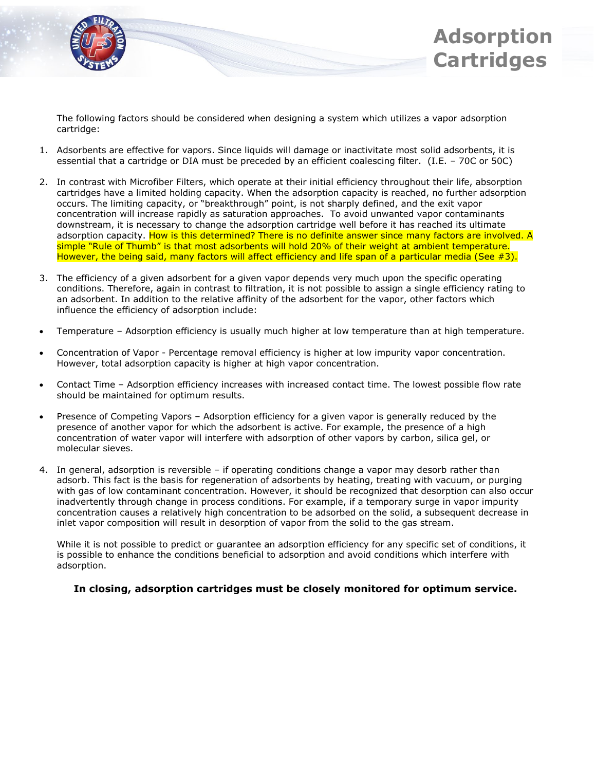# Adsorption Cartridges

The following factors should be considered when designing a system which utilizes a vapor adsorption cartridge:

1. Adsorbents are effective for vapors. Since liquids will damage or inactivitate most solid adsorbents, it is essential that a cartridge or DIA must be preceded by an efficient coalescing filter. (I.E. – 70C or 50C)

2. In contrast with Microfiber Filters, which operate at their initial efficiency throughout their life, absorption cartridges have a limited holding capacity. When the adsorption capacity is reached, no further adsorption occurs. The limiting capacity, or "breakthrough" point, is not sharply defined, and the exit vapor concentration will increase rapidly as saturation approaches. To avoid unwanted vapor contaminants downstream, it is necessary to change the adsorption cartridge well before it has reached its ultimate adsorption capacity. How is this determined? There is no definite answer since many factors are involved. A simple "Rule of Thumb" is that most adsorbents will hold 20% of their weight at ambient temperature. However, the being said, many factors will affect efficiency and life span of a particular media (See #3).

3. The efficiency of a given adsorbent for a given vapor depends very much upon the specific operating conditions. Therefore, again in contrast to filtration, it is not possible to assign a single efficiency rating to an adsorbent. In addition to the relative affinity of the adsorbent for the vapor, other factors which influence the efficiency of adsorption include:

- Temperature – Adsorption efficiency is usually much higher at low temperature than at high temperature.
- Concentration of Vapor - Percentage removal efficiency is higher at low impurity vapor concentration. However, total adsorption capacity is higher at high vapor concentration.
- Contact Time – Adsorption efficiency increases with increased contact time. The lowest possible flow rate should be maintained for optimum results.
- Presence of Competing Vapors – Adsorption efficiency for a given vapor is generally reduced by the presence of another vapor for which the adsorbent is active. For example, the presence of a high concentration of water vapor will interfere with adsorption of other vapors by carbon, silica gel, or molecular sieves.

4. In general, adsorption is reversible – if operating conditions change a vapor may desorb rather than adsorb. This fact is the basis for regeneration of adsorbents by heating, treating with vacuum, or purging with gas of low contaminant concentration. However, it should be recognized that desorption can also occur inadvertently through change in process conditions. For example, if a temporary surge in vapor impurity concentration causes a relatively high concentration to be adsorbed on the solid, a subsequent decrease in inlet vapor composition will result in desorption of vapor from the solid to the gas stream.

   While it is not possible to predict or guarantee an adsorption efficiency for any specific set of conditions, it is possible to enhance the conditions beneficial to adsorption and avoid conditions which interfere with adsorption.

**In closing, adsorption cartridges must be closely monitored for optimum service.**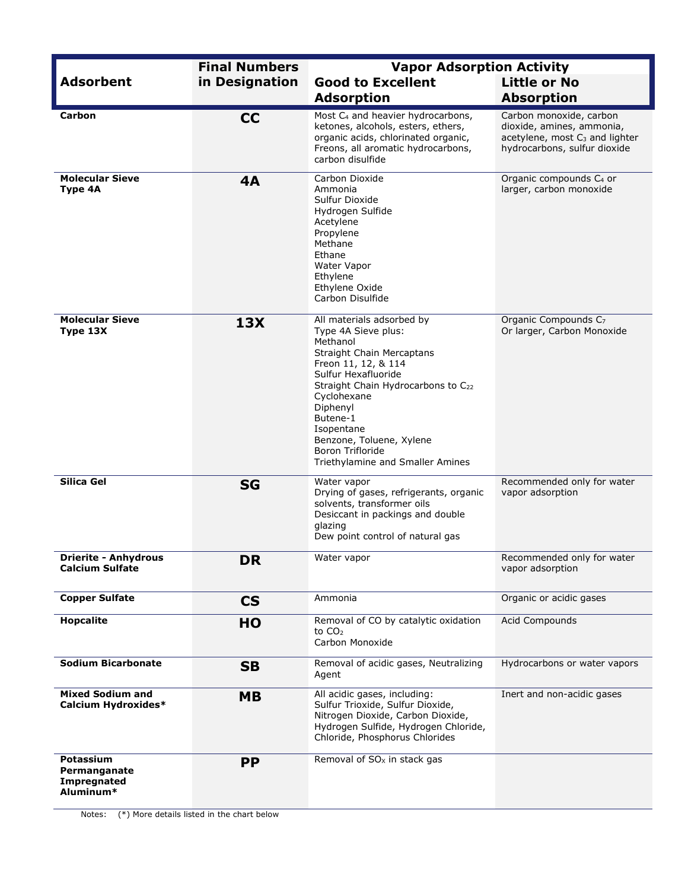| Adsorbent | Final Numbers in Designation | Vapor Adsorption Activity | |
|---|---|---|---|
| | | Good to Excellent Adsorption | Little or No Absorption |
| **Carbon** | **CC** | Most $C_4$ and heavier hydrocarbons, ketones, alcohols, esters, ethers, organic acids, chlorinated organic, Freons, all aromatic hydrocarbons, carbon disulfide | Carbon monoxide, carbon dioxide, amines, ammonia, acetylene, most $C_3$ and lighter hydrocarbons, sulfur dioxide |
| **Molecular Sieve Type 4A** | **4A** | Carbon Dioxide<br>Ammonia<br>Sulfur Dioxide<br>Hydrogen Sulfide<br>Acetylene<br>Propylene<br>Methane<br>Ethane<br>Water Vapor<br>Ethylene<br>Ethylene Oxide<br>Carbon Disulfide | Organic compounds $C_4$ or larger, carbon monoxide |
| **Molecular Sieve Type 13X** | **13X** | All materials adsorbed by Type 4A Sieve plus:<br>Methanol<br>Straight Chain Mercaptans<br>Freon 11, 12, & 114<br>Sulfur Hexafluoride<br>Straight Chain Hydrocarbons to $C_{22}$<br>Cyclohexane<br>Diphenyl<br>Butene-1<br>Isopentane<br>Benzone, Toluene, Xylene<br>Boron Trifloride<br>Triethylamine and Smaller Amines | Organic Compounds $C_7$ Or larger, Carbon Monoxide |
| **Silica Gel** | **SG** | Water vapor<br>Drying of gases, refrigerants, organic solvents, transformer oils<br>Desiccant in packings and double glazing<br>Dew point control of natural gas | Recommended only for water vapor adsorption |
| **Drierite - Anhydrous Calcium Sulfate** | **DR** | Water vapor | Recommended only for water vapor adsorption |
| **Copper Sulfate** | **CS** | Ammonia | Organic or acidic gases |
| **Hopcalite** | **HO** | Removal of CO by catalytic oxidation to $CO_2$<br>Carbon Monoxide | Acid Compounds |
| **Sodium Bicarbonate** | **SB** | Removal of acidic gases, Neutralizing Agent | Hydrocarbons or water vapors |
| **Mixed Sodium and Calcium Hydroxides*** | **MB** | All acidic gases, including:<br>Sulfur Trioxide, Sulfur Dioxide, Nitrogen Dioxide, Carbon Dioxide, Hydrogen Sulfide, Hydrogen Chloride, Chloride, Phosphorus Chlorides | Inert and non-acidic gases |
| **Potassium Permanganate Impregnated Aluminum*** | **PP** | Removal of $SO_X$ in stack gas | |

Notes: (*) More details listed in the chart below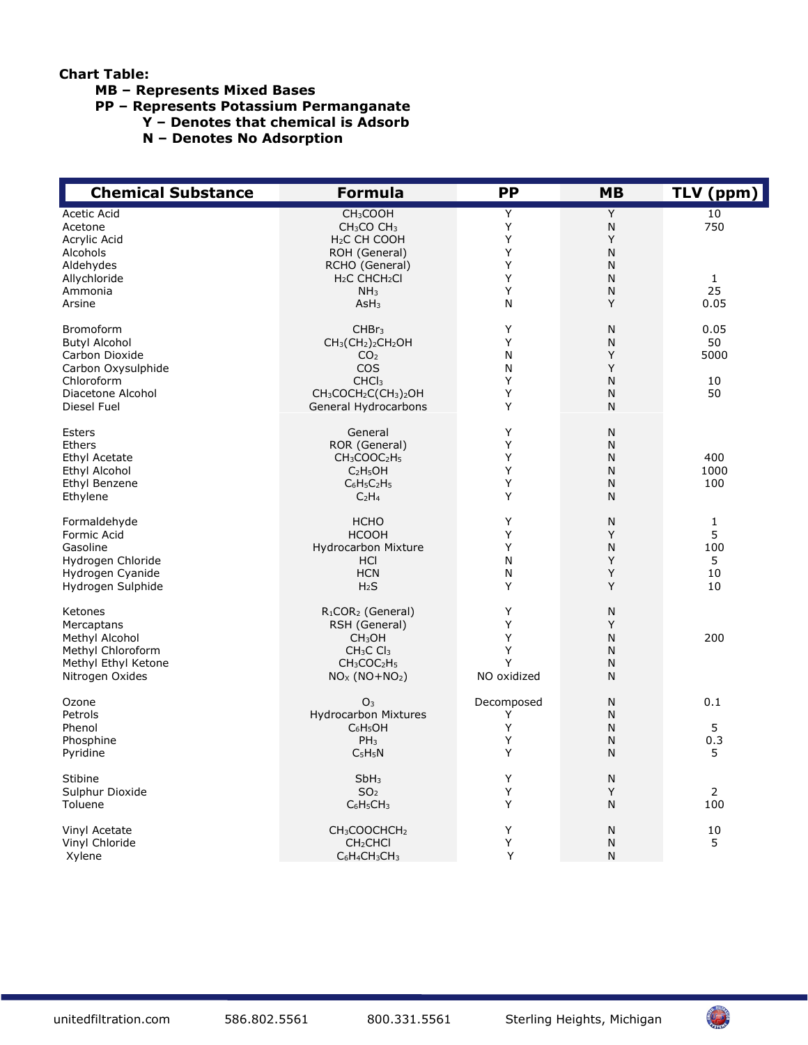**Chart Table:**

**MB – Represents Mixed Bases**

**PP – Represents Potassium Permanganate**

**Y – Denotes that chemical is Adsorb**

**N – Denotes No Adsorption**

| Chemical Substance | Formula | PP | MB | TLV (ppm) |
|---|---|---|---|---|
| Acetic Acid | $CH_3COOH$ | Y | Y | 10 |
| Acetone | $CH_3CO\ CH_3$ | Y | N | 750 |
| Acrylic Acid | $H_2C\ CH\ COOH$ | Y | Y | |
| Alcohols | ROH (General) | Y | N | |
| Aldehydes | RCHO (General) | Y | N | |
| Allychloride | $H_2C\ CHCH_2Cl$ | Y | N | 1 |
| Ammonia | $NH_3$ | Y | N | 25 |
| Arsine | $AsH_3$ | N | Y | 0.05 |
| Bromoform | $CHBr_3$ | Y | N | 0.05 |
| Butyl Alcohol | $CH_3(CH_2)_2CH_2OH$ | Y | N | 50 |
| Carbon Dioxide | $CO_2$ | N | Y | 5000 |
| Carbon Oxysulphide | COS | N | Y | |
| Chloroform | $CHCl_3$ | Y | N | 10 |
| Diacetone Alcohol | $CH_3COCH_2C(CH_3)_2OH$ | Y | N | 50 |
| Diesel Fuel | General Hydrocarbons | Y | N | |
| Esters | General | Y | N | |
| Ethers | ROR (General) | Y | N | |
| Ethyl Acetate | $CH_3COOC_2H_5$ | Y | N | 400 |
| Ethyl Alcohol | $C_2H_5OH$ | Y | N | 1000 |
| Ethyl Benzene | $C_6H_5C_2H_5$ | Y | N | 100 |
| Ethylene | $C_2H_4$ | Y | N | |
| Formaldehyde | HCHO | Y | N | 1 |
| Formic Acid | HCOOH | Y | Y | 5 |
| Gasoline | Hydrocarbon Mixture | Y | N | 100 |
| Hydrogen Chloride | HCl | N | Y | 5 |
| Hydrogen Cyanide | HCN | N | Y | 10 |
| Hydrogen Sulphide | $H_2S$ | Y | Y | 10 |
| Ketones | $R_1COR_2$ (General) | Y | N | |
| Mercaptans | RSH (General) | Y | Y | |
| Methyl Alcohol | $CH_3OH$ | Y | N | 200 |
| Methyl Chloroform | $CH_3C\ Cl_3$ | Y | N | |
| Methyl Ethyl Ketone | $CH_3COC_2H_5$ | Y | N | |
| Nitrogen Oxides | $NO_x$ ($NO+NO_2$) | NO oxidized | N | |
| Ozone | $O_3$ | Decomposed | N | 0.1 |
| Petrols | Hydrocarbon Mixtures | Y | N | |
| Phenol | $C_6H_5OH$ | Y | N | 5 |
| Phosphine | $PH_3$ | Y | N | 0.3 |
| Pyridine | $C_5H_5N$ | Y | N | 5 |
| Stibine | $SbH_3$ | Y | N | |
| Sulphur Dioxide | $SO_2$ | Y | Y | 2 |
| Toluene | $C_6H_5CH_3$ | Y | N | 100 |
| Vinyl Acetate | $CH_3COOCHCH_2$ | Y | N | 10 |
| Vinyl Chloride | $CH_2CHCl$ | Y | N | 5 |
| Xylene | $C_6H_4CH_3CH_3$ | Y | N | |

unitedfiltration.com 586.802.5561 800.331.5561 Sterling Heights, Michigan